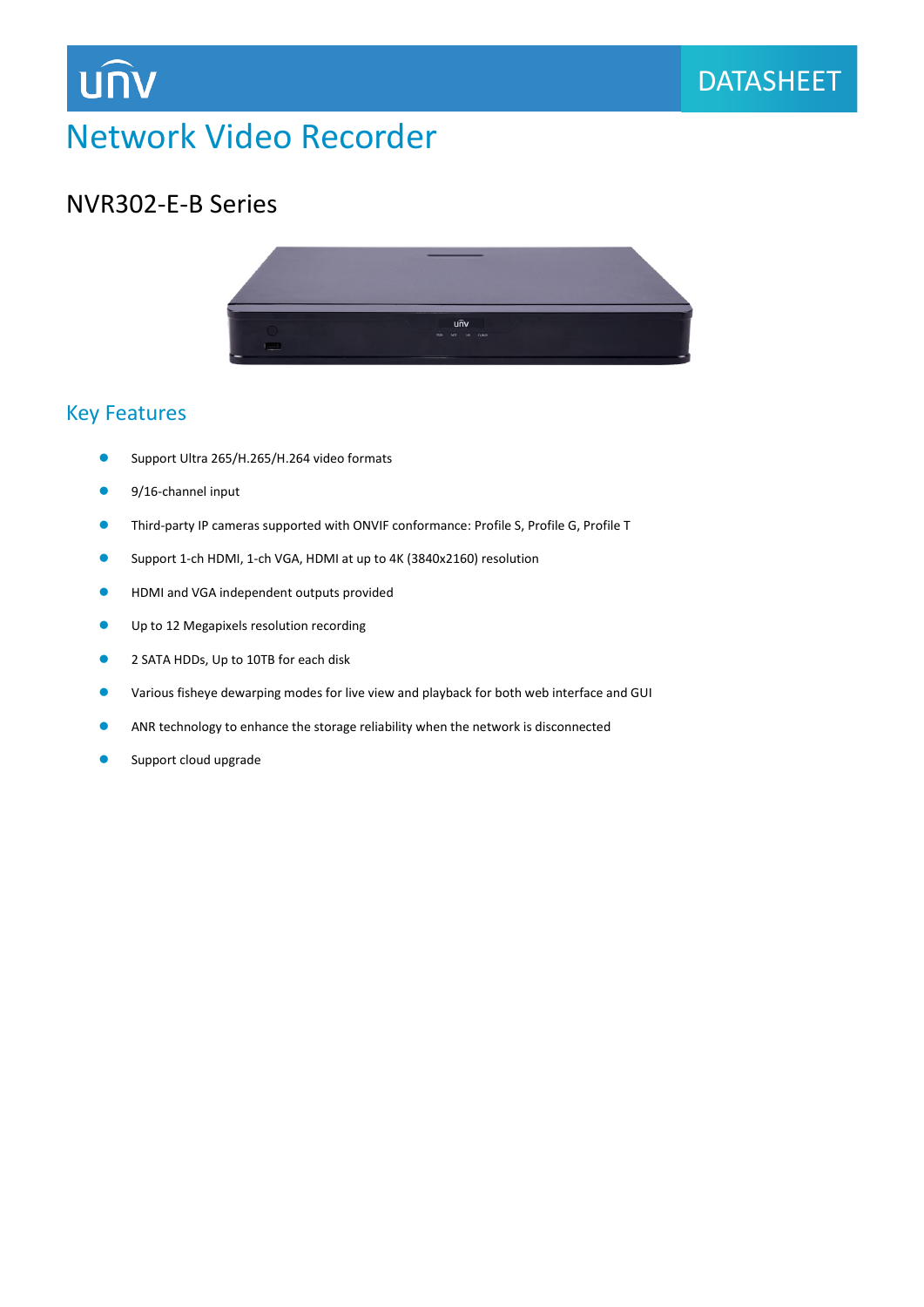UNV DATASHEET

# Network Video Recorder

## NVR302-E-B Series

### Key Features

- Support Ultra 265/H.265/H.264 video formats
- 9/16-channel input
- Third-party IP cameras supported with ONVIF conformance: Profile S, Profile G, Profile T
- Support 1-ch HDMI, 1-ch VGA, HDMI at up to 4K (3840x2160) resolution
- HDMI and VGA independent outputs provided
- Up to 12 Megapixels resolution recording
- 2 SATA HDDs, Up to 10TB for each disk
- Various fisheye dewarping modes for live view and playback for both web interface and GUI
- ANR technology to enhance the storage reliability when the network is disconnected
- Support cloud upgrade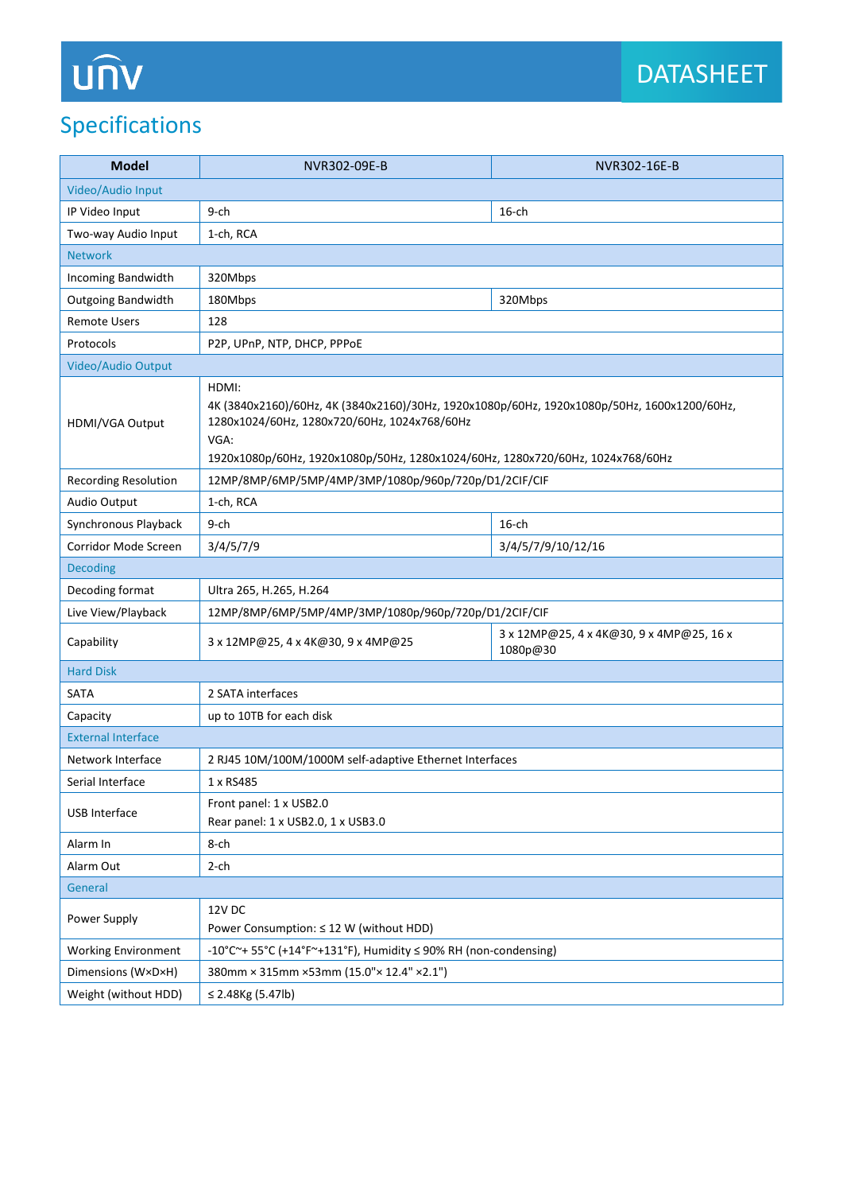# Specifications

| Model | NVR302-09E-B | NVR302-16E-B |
|---|---|---|
| Video/Audio Input | | |
| IP Video Input | 9-ch | 16-ch |
| Two-way Audio Input | 1-ch, RCA | |
| Network | | |
| Incoming Bandwidth | 320Mbps | |
| Outgoing Bandwidth | 180Mbps | 320Mbps |
| Remote Users | 128 | |
| Protocols | P2P, UPnP, NTP, DHCP, PPPoE | |
| Video/Audio Output | | |
| HDMI/VGA Output | HDMI:<br>4K (3840x2160)/60Hz, 4K (3840x2160)/30Hz, 1920x1080p/60Hz, 1920x1080p/50Hz, 1600x1200/60Hz, 1280x1024/60Hz, 1280x720/60Hz, 1024x768/60Hz<br>VGA:<br>1920x1080p/60Hz, 1920x1080p/50Hz, 1280x1024/60Hz, 1280x720/60Hz, 1024x768/60Hz | |
| Recording Resolution | 12MP/8MP/6MP/5MP/4MP/3MP/1080p/960p/720p/D1/2CIF/CIF | |
| Audio Output | 1-ch, RCA | |
| Synchronous Playback | 9-ch | 16-ch |
| Corridor Mode Screen | 3/4/5/7/9 | 3/4/5/7/9/10/12/16 |
| Decoding | | |
| Decoding format | Ultra 265, H.265, H.264 | |
| Live View/Playback | 12MP/8MP/6MP/5MP/4MP/3MP/1080p/960p/720p/D1/2CIF/CIF | |
| Capability | 3 x 12MP@25, 4 x 4K@30, 9 x 4MP@25 | 3 x 12MP@25, 4 x 4K@30, 9 x 4MP@25, 16 x 1080p@30 |
| Hard Disk | | |
| SATA | 2 SATA interfaces | |
| Capacity | up to 10TB for each disk | |
| External Interface | | |
| Network Interface | 2 RJ45 10M/100M/1000M self-adaptive Ethernet Interfaces | |
| Serial Interface | 1 x RS485 | |
| USB Interface | Front panel: 1 x USB2.0<br>Rear panel: 1 x USB2.0, 1 x USB3.0 | |
| Alarm In | 8-ch | |
| Alarm Out | 2-ch | |
| General | | |
| Power Supply | 12V DC<br>Power Consumption: ≤ 12 W (without HDD) | |
| Working Environment | -10°C~+ 55°C (+14°F~+131°F), Humidity ≤ 90% RH (non-condensing) | |
| Dimensions (W×D×H) | 380mm × 315mm ×53mm (15.0"× 12.4" ×2.1") | |
| Weight (without HDD) | ≤ 2.48Kg (5.47lb) | |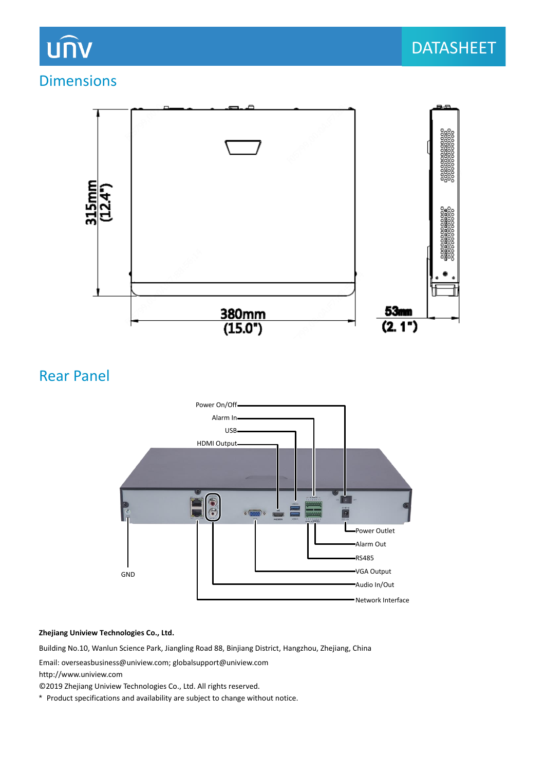## Dimensions

315mm
(12.4")

380mm
(15.0")

53mm
(2.1")

## Rear Panel

Power On/Off

Alarm In

USB

HDMI Output

Power Outlet

Alarm Out

RS485

VGA Output

Audio In/Out

Network Interface

GND

**Zhejiang Uniview Technologies Co., Ltd.**

Building No.10, Wanlun Science Park, Jiangling Road 88, Binjiang District, Hangzhou, Zhejiang, China

Email: overseasbusiness@uniview.com; globalsupport@uniview.com

http://www.uniview.com

©2019 Zhejiang Uniview Technologies Co., Ltd. All rights reserved.

* Product specifications and availability are subject to change without notice.